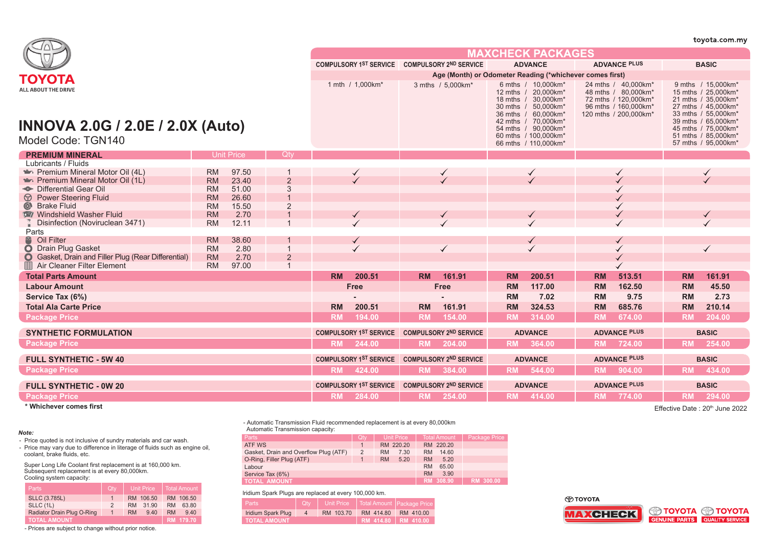toyota.com.my

TOYOTA
ALL ABOUT THE DRIVE

# INNOVA 2.0G / 2.0E / 2.0X (Auto)

Model Code: TGN140

## MAXCHECK PACKAGES

| PREMIUM MINERAL | Unit Price | Qty | COMPULSORY 1ST SERVICE | COMPULSORY 2ND SERVICE | ADVANCE | ADVANCE PLUS | BASIC |
|---|---|---|---|---|---|---|---|
| Age (Month) or Odometer Reading (*whichever comes first) | | | 1 mth / 1,000km* | 3 mths / 5,000km* | 6 mths / 10,000km*, 12 mths / 20,000km*, 18 mths / 30,000km*, 30 mths / 50,000km*, 36 mths / 60,000km*, 42 mths / 70,000km*, 54 mths / 90,000km*, 60 mths / 100,000km*, 66 mths / 110,000km* | 24 mths / 40,000km*, 48 mths / 80,000km*, 72 mths / 120,000km*, 96 mths / 160,000km*, 120 mths / 200,000km* | 9 mths / 15,000km*, 15 mths / 25,000km*, 21 mths / 35,000km*, 27 mths / 45,000km*, 33 mths / 55,000km*, 39 mths / 65,000km*, 45 mths / 75,000km*, 51 mths / 85,000km*, 57 mths / 95,000km* |
| **Lubricants / Fluids** | | | | | | | |
| Premium Mineral Motor Oil (4L) | RM 97.50 | 1 | ✓ | ✓ | ✓ | ✓ | ✓ |
| Premium Mineral Motor Oil (1L) | RM 23.40 | 2 | ✓ | ✓ | ✓ | ✓ | ✓ |
| Differential Gear Oil | RM 51.00 | 3 | | | | ✓ | |
| Power Steering Fluid | RM 26.60 | 1 | | | | ✓ | |
| Brake Fluid | RM 15.50 | 2 | | | | ✓ | |
| Windshield Washer Fluid | RM 2.70 | 1 | ✓ | ✓ | ✓ | ✓ | ✓ |
| Disinfection (Noviruclean 3471) | RM 12.11 | 1 | ✓ | ✓ | ✓ | ✓ | ✓ |
| **Parts** | | | | | | | |
| Oil Filter | RM 38.60 | 1 | ✓ | | ✓ | ✓ | |
| Drain Plug Gasket | RM 2.80 | 1 | ✓ | ✓ | ✓ | ✓ | ✓ |
| Gasket, Drain and Filler Plug (Rear Differential) | RM 2.70 | 2 | | | | ✓ | |
| Air Cleaner Filter Element | RM 97.00 | 1 | | | | ✓ | |
| **Total Parts Amount** | | | RM 200.51 | RM 161.91 | RM 200.51 | RM 513.51 | RM 161.91 |
| **Labour Amount** | | | Free | Free | RM 117.00 | RM 162.50 | RM 45.50 |
| **Service Tax (6%)** | | | - | - | RM 7.02 | RM 9.75 | RM 2.73 |
| **Total Ala Carte Price** | | | RM 200.51 | RM 161.91 | RM 324.53 | RM 685.76 | RM 210.14 |
| **Package Price** | | | RM 194.00 | RM 154.00 | RM 314.00 | RM 674.00 | RM 204.00 |

| SYNTHETIC FORMULATION | COMPULSORY 1ST SERVICE | COMPULSORY 2ND SERVICE | ADVANCE | ADVANCE PLUS | BASIC |
|---|---|---|---|---|---|
| Package Price | RM 244.00 | RM 204.00 | RM 364.00 | RM 724.00 | RM 254.00 |

| FULL SYNTHETIC - 5W 40 | COMPULSORY 1ST SERVICE | COMPULSORY 2ND SERVICE | ADVANCE | ADVANCE PLUS | BASIC |
|---|---|---|---|---|---|
| Package Price | RM 424.00 | RM 384.00 | RM 544.00 | RM 904.00 | RM 434.00 |

| FULL SYNTHETIC - 0W 20 | COMPULSORY 1ST SERVICE | COMPULSORY 2ND SERVICE | ADVANCE | ADVANCE PLUS | BASIC |
|---|---|---|---|---|---|
| Package Price | RM 284.00 | RM 254.00 | RM 414.00 | RM 774.00 | RM 294.00 |

**\* Whichever comes first**

Effective Date : 20th June 2022

*Note:*

- Price quoted is not inclusive of sundry materials and car wash.
- Price may vary due to difference in literage of fluids such as engine oil, coolant, brake fluids, etc.

Super Long Life Coolant first replacement is at 160,000 km.
Subsequent replacement is at every 80,000km.
Cooling system capacity:

| Parts | Qty | Unit Price | Total Amount |
|---|---|---|---|
| SLLC (3.785L) | 1 | RM 106.50 | RM 106.50 |
| SLLC (1L) | 2 | RM 31.90 | RM 63.80 |
| Radiator Drain Plug O-Ring | 1 | RM 9.40 | RM 9.40 |
| TOTAL AMOUNT | | | RM 179.70 |

- Prices are subject to change without prior notice.

- Automatic Transmission Fluid recommended replacement is at every 80,000km
Automatic Transmission capacity:

| Parts | Qty | Unit Price | Total Amount | Package Price |
|---|---|---|---|---|
| ATF WS | 1 | RM 220.20 | RM 220.20 | |
| Gasket, Drain and Overflow Plug (ATF) | 2 | RM 7.30 | RM 14.60 | |
| O-Ring, Filler Plug (ATF) | 1 | RM 5.20 | RM 5.20 | |
| Labour | | | RM 65.00 | |
| Service Tax (6%) | | | RM 3.90 | |
| TOTAL AMOUNT | | | RM 308.90 | RM 300.00 |

Iridium Spark Plugs are replaced at every 100,000 km.

| Parts | Qty | Unit Price | Total Amount | Package Price |
|---|---|---|---|---|
| Iridium Spark Plug | 4 | RM 103.70 | RM 414.80 | RM 410.00 |
| TOTAL AMOUNT | | | RM 414.80 | RM 410.00 |

TOYOTA MAXCHECK | TOYOTA GENUINE PARTS | TOYOTA QUALITY SERVICE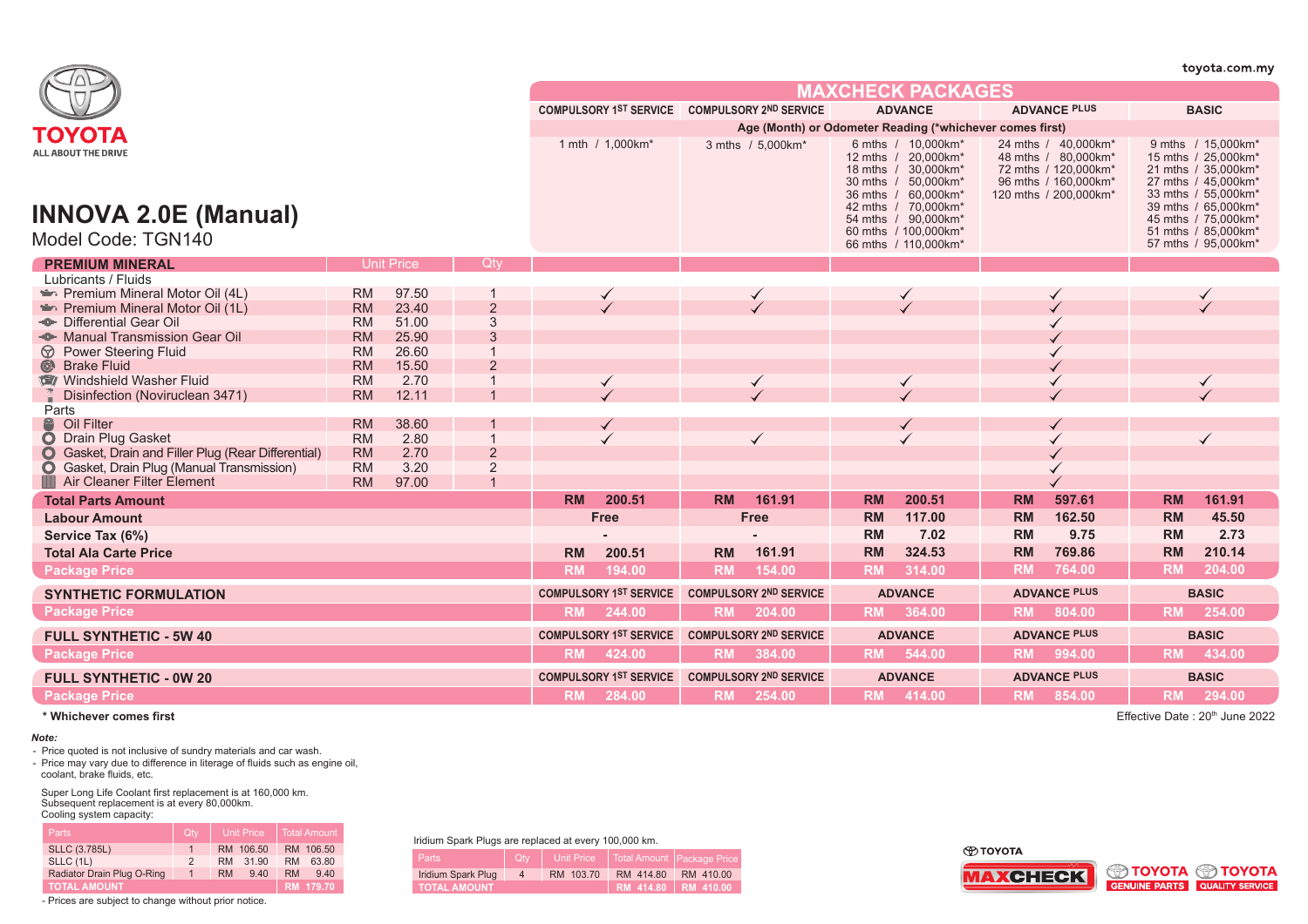toyota.com.my

TOYOTA
ALL ABOUT THE DRIVE

# INNOVA 2.0E (Manual)

Model Code: TGN140

| PREMIUM MINERAL | Unit Price | Qty | COMPULSORY 1ST SERVICE | COMPULSORY 2ND SERVICE | ADVANCE | ADVANCE PLUS | BASIC |
|---|---|---|---|---|---|---|---|
| Age (Month) or Odometer Reading (*whichever comes first) | | | 1 mth / 1,000km* | 3 mths / 5,000km* | 6 mths / 10,000km* 12 mths / 20,000km* 18 mths / 30,000km* 30 mths / 50,000km* 36 mths / 60,000km* 42 mths / 70,000km* 54 mths / 90,000km* 60 mths / 100,000km* 66 mths / 110,000km* | 24 mths / 40,000km* 48 mths / 80,000km* 72 mths / 120,000km* 96 mths / 160,000km* 120 mths / 200,000km* | 9 mths / 15,000km* 15 mths / 25,000km* 21 mths / 35,000km* 27 mths / 45,000km* 33 mths / 55,000km* 39 mths / 65,000km* 45 mths / 75,000km* 51 mths / 85,000km* 57 mths / 95,000km* |
| **Lubricants / Fluids** | | | | | | | |
| Premium Mineral Motor Oil (4L) | RM 97.50 | 1 | ✓ | ✓ | ✓ | ✓ | ✓ |
| Premium Mineral Motor Oil (1L) | RM 23.40 | 2 | ✓ | ✓ | ✓ | ✓ | ✓ |
| Differential Gear Oil | RM 51.00 | 3 | | | | ✓ | |
| Manual Transmission Gear Oil | RM 25.90 | 3 | | | | ✓ | |
| Power Steering Fluid | RM 26.60 | 1 | | | | ✓ | |
| Brake Fluid | RM 15.50 | 2 | | | | ✓ | |
| Windshield Washer Fluid | RM 2.70 | 1 | ✓ | ✓ | ✓ | ✓ | ✓ |
| Disinfection (Noviruclean 3471) | RM 12.11 | 1 | ✓ | ✓ | ✓ | ✓ | ✓ |
| **Parts** | | | | | | | |
| Oil Filter | RM 38.60 | 1 | ✓ | | ✓ | ✓ | |
| Drain Plug Gasket | RM 2.80 | 1 | ✓ | ✓ | ✓ | ✓ | ✓ |
| Gasket, Drain and Filler Plug (Rear Differential) | RM 2.70 | 2 | | | | ✓ | |
| Gasket, Drain Plug (Manual Transmission) | RM 3.20 | 2 | | | | ✓ | |
| Air Cleaner Filter Element | RM 97.00 | 1 | | | | ✓ | |
| **Total Parts Amount** | | | RM 200.51 | RM 161.91 | RM 200.51 | RM 597.61 | RM 161.91 |
| **Labour Amount** | | | Free | Free | RM 117.00 | RM 162.50 | RM 45.50 |
| **Service Tax (6%)** | | | - | - | RM 7.02 | RM 9.75 | RM 2.73 |
| **Total Ala Carte Price** | | | RM 200.51 | RM 161.91 | RM 324.53 | RM 769.86 | RM 210.14 |
| **Package Price** | | | RM 194.00 | RM 154.00 | RM 314.00 | RM 764.00 | RM 204.00 |

| SYNTHETIC FORMULATION | COMPULSORY 1ST SERVICE | COMPULSORY 2ND SERVICE | ADVANCE | ADVANCE PLUS | BASIC |
|---|---|---|---|---|---|
| Package Price | RM 244.00 | RM 204.00 | RM 364.00 | RM 804.00 | RM 254.00 |

| FULL SYNTHETIC - 5W 40 | COMPULSORY 1ST SERVICE | COMPULSORY 2ND SERVICE | ADVANCE | ADVANCE PLUS | BASIC |
|---|---|---|---|---|---|
| Package Price | RM 424.00 | RM 384.00 | RM 544.00 | RM 994.00 | RM 434.00 |

| FULL SYNTHETIC - 0W 20 | COMPULSORY 1ST SERVICE | COMPULSORY 2ND SERVICE | ADVANCE | ADVANCE PLUS | BASIC |
|---|---|---|---|---|---|
| Package Price | RM 284.00 | RM 254.00 | RM 414.00 | RM 854.00 | RM 294.00 |

**\* Whichever comes first**

Effective Date : 20th June 2022

***Note:***
- Price quoted is not inclusive of sundry materials and car wash.
- Price may vary due to difference in literage of fluids such as engine oil, coolant, brake fluids, etc.

Super Long Life Coolant first replacement is at 160,000 km.
Subsequent replacement is at every 80,000km.
Cooling system capacity:

| Parts | Qty | Unit Price | Total Amount |
|---|---|---|---|
| SLLC (3.785L) | 1 | RM 106.50 | RM 106.50 |
| SLLC (1L) | 2 | RM 31.90 | RM 63.80 |
| Radiator Drain Plug O-Ring | 1 | RM 9.40 | RM 9.40 |
| TOTAL AMOUNT | | | RM 179.70 |

- Prices are subject to change without prior notice.

Iridium Spark Plugs are replaced at every 100,000 km.

| Parts | Qty | Unit Price | Total Amount | Package Price |
|---|---|---|---|---|
| Iridium Spark Plug | 4 | RM 103.70 | RM 414.80 | RM 410.00 |
| TOTAL AMOUNT | | | RM 414.80 | RM 410.00 |

TOYOTA MAXCHECK | TOYOTA GENUINE PARTS | TOYOTA QUALITY SERVICE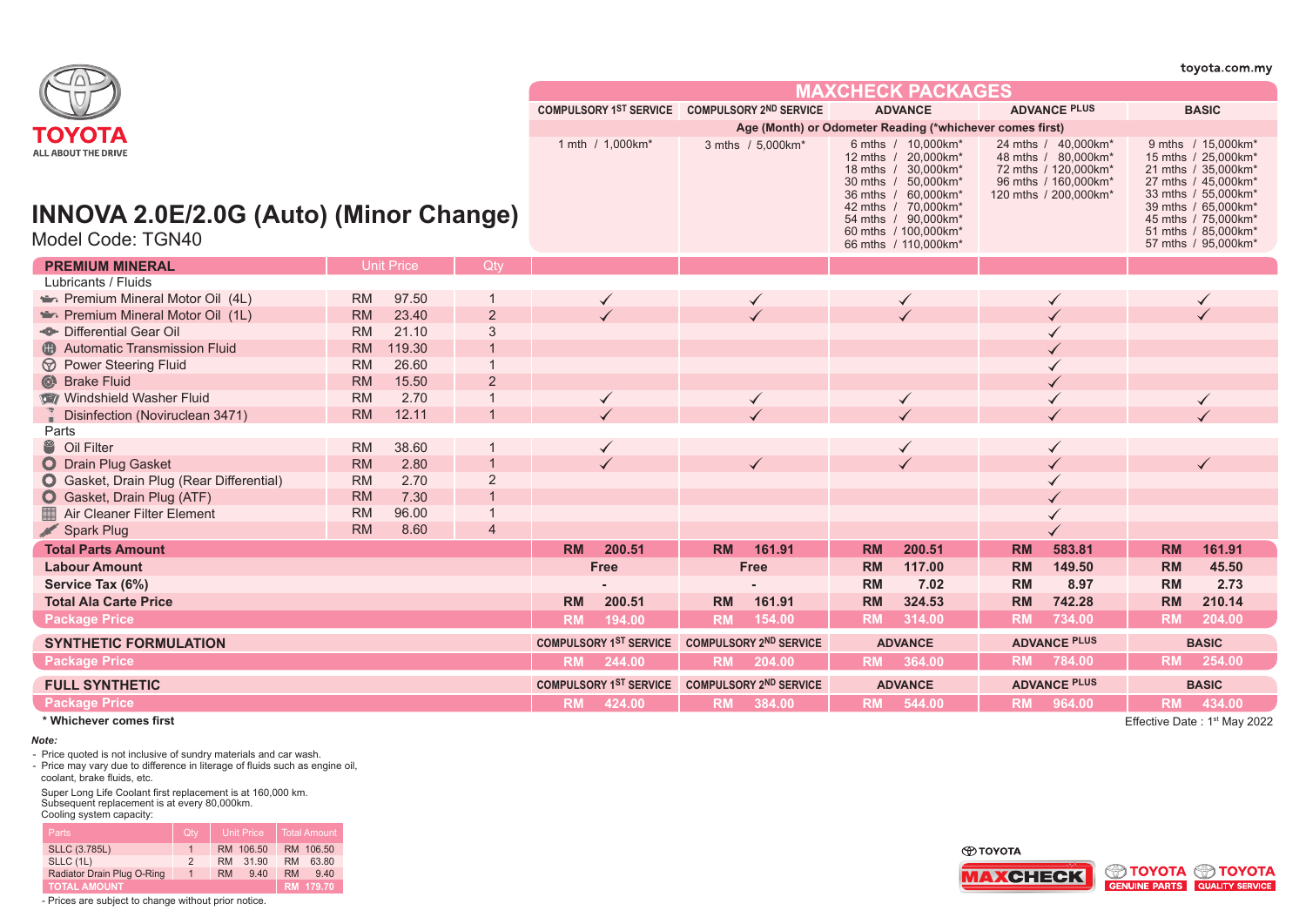toyota.com.my

TOYOTA
ALL ABOUT THE DRIVE

# INNOVA 2.0E/2.0G (Auto) (Minor Change)

Model Code: TGN40

| | | | MAXCHECK PACKAGES | | | | |
|---|---|---|---|---|---|---|---|
| | | | COMPULSORY 1ST SERVICE | COMPULSORY 2ND SERVICE | ADVANCE | ADVANCE PLUS | BASIC |
| | | | Age (Month) or Odometer Reading (*whichever comes first) | | | | |
| | | | 1 mth / 1,000km* | 3 mths / 5,000km* | 6 mths / 10,000km*<br>12 mths / 20,000km*<br>18 mths / 30,000km*<br>30 mths / 50,000km*<br>36 mths / 60,000km*<br>42 mths / 70,000km*<br>54 mths / 90,000km*<br>60 mths / 100,000km*<br>66 mths / 110,000km* | 24 mths / 40,000km*<br>48 mths / 80,000km*<br>72 mths / 120,000km*<br>96 mths / 160,000km*<br>120 mths / 200,000km* | 9 mths / 15,000km*<br>15 mths / 25,000km*<br>21 mths / 35,000km*<br>27 mths / 45,000km*<br>33 mths / 55,000km*<br>39 mths / 65,000km*<br>45 mths / 75,000km*<br>51 mths / 85,000km*<br>57 mths / 95,000km* |
| **PREMIUM MINERAL** | Unit Price | Qty | | | | | |
| Lubricants / Fluids | | | | | | | |
| Premium Mineral Motor Oil (4L) | RM 97.50 | 1 | ✓ | ✓ | ✓ | ✓ | ✓ |
| Premium Mineral Motor Oil (1L) | RM 23.40 | 2 | ✓ | ✓ | ✓ | ✓ | ✓ |
| Differential Gear Oil | RM 21.10 | 3 | | | | ✓ | |
| Automatic Transmission Fluid | RM 119.30 | 1 | | | | ✓ | |
| Power Steering Fluid | RM 26.60 | 1 | | | | ✓ | |
| Brake Fluid | RM 15.50 | 2 | | | | ✓ | |
| Windshield Washer Fluid | RM 2.70 | 1 | ✓ | ✓ | ✓ | ✓ | ✓ |
| Disinfection (Noviruclean 3471) | RM 12.11 | 1 | ✓ | ✓ | ✓ | ✓ | ✓ |
| Parts | | | | | | | |
| Oil Filter | RM 38.60 | 1 | ✓ | | ✓ | ✓ | |
| Drain Plug Gasket | RM 2.80 | 1 | ✓ | ✓ | ✓ | ✓ | ✓ |
| Gasket, Drain Plug (Rear Differential) | RM 2.70 | 2 | | | | ✓ | |
| Gasket, Drain Plug (ATF) | RM 7.30 | 1 | | | | ✓ | |
| Air Cleaner Filter Element | RM 96.00 | 1 | | | | ✓ | |
| Spark Plug | RM 8.60 | 4 | | | | ✓ | |
| **Total Parts Amount** | | | RM 200.51 | RM 161.91 | RM 200.51 | RM 583.81 | RM 161.91 |
| **Labour Amount** | | | Free | Free | RM 117.00 | RM 149.50 | RM 45.50 |
| **Service Tax (6%)** | | | - | - | RM 7.02 | RM 8.97 | RM 2.73 |
| **Total Ala Carte Price** | | | RM 200.51 | RM 161.91 | RM 324.53 | RM 742.28 | RM 210.14 |
| **Package Price** | | | RM 194.00 | RM 154.00 | RM 314.00 | RM 734.00 | RM 204.00 |
| **SYNTHETIC FORMULATION** | | | COMPULSORY 1ST SERVICE | COMPULSORY 2ND SERVICE | ADVANCE | ADVANCE PLUS | BASIC |
| **Package Price** | | | RM 244.00 | RM 204.00 | RM 364.00 | RM 784.00 | RM 254.00 |
| **FULL SYNTHETIC** | | | COMPULSORY 1ST SERVICE | COMPULSORY 2ND SERVICE | ADVANCE | ADVANCE PLUS | BASIC |
| **Package Price** | | | RM 424.00 | RM 384.00 | RM 544.00 | RM 964.00 | RM 434.00 |

**\* Whichever comes first**

Effective Date : 1st May 2022

***Note:***

- Price quoted is not inclusive of sundry materials and car wash.
- Price may vary due to difference in literage of fluids such as engine oil, coolant, brake fluids, etc.

Super Long Life Coolant first replacement is at 160,000 km.
Subsequent replacement is at every 80,000km.
Cooling system capacity:

| Parts | Qty | Unit Price | Total Amount |
|---|---|---|---|
| SLLC (3.785L) | 1 | RM 106.50 | RM 106.50 |
| SLLC (1L) | 2 | RM 31.90 | RM 63.80 |
| Radiator Drain Plug O-Ring | 1 | RM 9.40 | RM 9.40 |
| TOTAL AMOUNT | | | RM 179.70 |

- Prices are subject to change without prior notice.

TOYOTA MAXCHECK | TOYOTA GENUINE PARTS | TOYOTA QUALITY SERVICE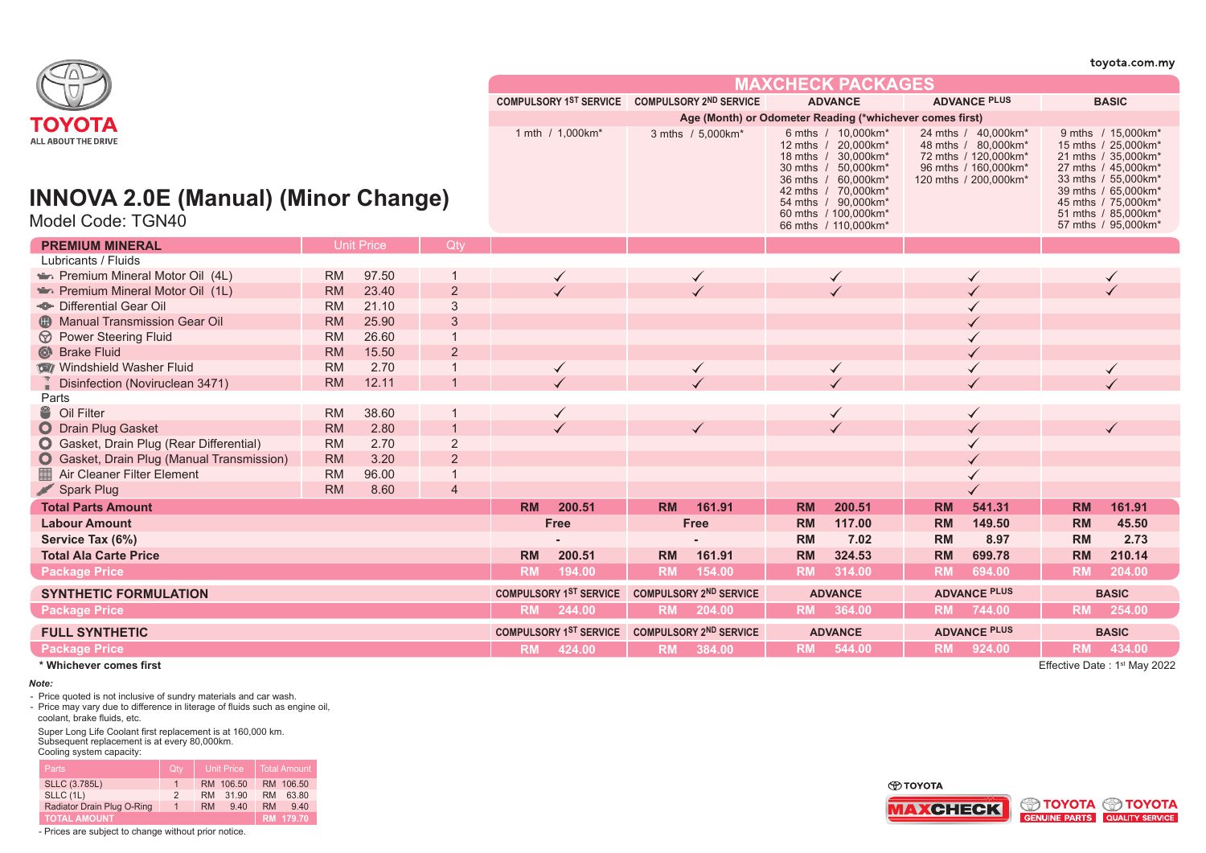toyota.com.my

TOYOTA
ALL ABOUT THE DRIVE

# INNOVA 2.0E (Manual) (Minor Change)

Model Code: TGN40

| | | | MAXCHECK PACKAGES | | | | |
|---|---|---|---|---|---|---|---|
| | | | COMPULSORY 1ST SERVICE | COMPULSORY 2ND SERVICE | ADVANCE | ADVANCE PLUS | BASIC |
| | | | Age (Month) or Odometer Reading (*whichever comes first) | | | | |
| | | | 1 mth / 1,000km* | 3 mths / 5,000km* | 6 mths / 10,000km*<br>12 mths / 20,000km*<br>18 mths / 30,000km*<br>30 mths / 50,000km*<br>36 mths / 60,000km*<br>42 mths / 70,000km*<br>54 mths / 90,000km*<br>60 mths / 100,000km*<br>66 mths / 110,000km* | 24 mths / 40,000km*<br>48 mths / 80,000km*<br>72 mths / 120,000km*<br>96 mths / 160,000km*<br>120 mths / 200,000km* | 9 mths / 15,000km*<br>15 mths / 25,000km*<br>21 mths / 35,000km*<br>27 mths / 45,000km*<br>33 mths / 55,000km*<br>39 mths / 65,000km*<br>45 mths / 75,000km*<br>51 mths / 85,000km*<br>57 mths / 95,000km* |
| **PREMIUM MINERAL** | Unit Price | Qty | | | | | |
| Lubricants / Fluids | | | | | | | |
| Premium Mineral Motor Oil (4L) | RM 97.50 | 1 | ✓ | ✓ | ✓ | ✓ | ✓ |
| Premium Mineral Motor Oil (1L) | RM 23.40 | 2 | ✓ | ✓ | ✓ | ✓ | ✓ |
| Differential Gear Oil | RM 21.10 | 3 | | | | ✓ | |
| Manual Transmission Gear Oil | RM 25.90 | 3 | | | | ✓ | |
| Power Steering Fluid | RM 26.60 | 1 | | | | ✓ | |
| Brake Fluid | RM 15.50 | 2 | | | | ✓ | |
| Windshield Washer Fluid | RM 2.70 | 1 | ✓ | ✓ | ✓ | ✓ | ✓ |
| Disinfection (Noviruclean 3471) | RM 12.11 | 1 | ✓ | ✓ | ✓ | ✓ | ✓ |
| Parts | | | | | | | |
| Oil Filter | RM 38.60 | 1 | ✓ | | ✓ | ✓ | |
| Drain Plug Gasket | RM 2.80 | 1 | ✓ | ✓ | ✓ | ✓ | ✓ |
| Gasket, Drain Plug (Rear Differential) | RM 2.70 | 2 | | | | ✓ | |
| Gasket, Drain Plug (Manual Transmission) | RM 3.20 | 2 | | | | ✓ | |
| Air Cleaner Filter Element | RM 96.00 | 1 | | | | ✓ | |
| Spark Plug | RM 8.60 | 4 | | | | ✓ | |
| **Total Parts Amount** | | | RM 200.51 | RM 161.91 | RM 200.51 | RM 541.31 | RM 161.91 |
| **Labour Amount** | | | Free | Free | RM 117.00 | RM 149.50 | RM 45.50 |
| **Service Tax (6%)** | | | - | - | RM 7.02 | RM 8.97 | RM 2.73 |
| **Total Ala Carte Price** | | | RM 200.51 | RM 161.91 | RM 324.53 | RM 699.78 | RM 210.14 |
| **Package Price** | | | RM 194.00 | RM 154.00 | RM 314.00 | RM 694.00 | RM 204.00 |
| **SYNTHETIC FORMULATION** | | | COMPULSORY 1ST SERVICE | COMPULSORY 2ND SERVICE | ADVANCE | ADVANCE PLUS | BASIC |
| **Package Price** | | | RM 244.00 | RM 204.00 | RM 364.00 | RM 744.00 | RM 254.00 |
| **FULL SYNTHETIC** | | | COMPULSORY 1ST SERVICE | COMPULSORY 2ND SERVICE | ADVANCE | ADVANCE PLUS | BASIC |
| **Package Price** | | | RM 424.00 | RM 384.00 | RM 544.00 | RM 924.00 | RM 434.00 |

**\* Whichever comes first**

Effective Date : 1st May 2022

***Note:***

- Price quoted is not inclusive of sundry materials and car wash.
- Price may vary due to difference in literage of fluids such as engine oil, coolant, brake fluids, etc.

Super Long Life Coolant first replacement is at 160,000 km.
Subsequent replacement is at every 80,000km.
Cooling system capacity:

| Parts | Qty | Unit Price | Total Amount |
|---|---|---|---|
| SLLC (3.785L) | 1 | RM 106.50 | RM 106.50 |
| SLLC (1L) | 2 | RM 31.90 | RM 63.80 |
| Radiator Drain Plug O-Ring | 1 | RM 9.40 | RM 9.40 |
| TOTAL AMOUNT | | | RM 179.70 |

- Prices are subject to change without prior notice.

TOYOTA MAXCHECK | TOYOTA GENUINE PARTS | TOYOTA QUALITY SERVICE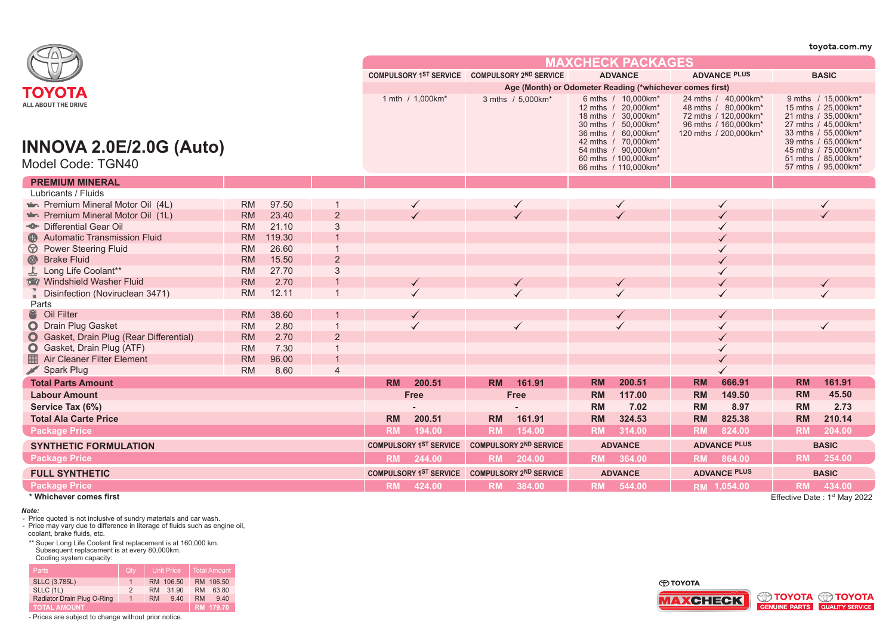toyota.com.my

TOYOTA
ALL ABOUT THE DRIVE

# INNOVA 2.0E/2.0G (Auto)

Model Code: TGN40

| | | | | MAXCHECK PACKAGES | | | | |
|---|---|---|---|---|---|---|---|---|
| | | | | COMPULSORY 1ST SERVICE | COMPULSORY 2ND SERVICE | ADVANCE | ADVANCE PLUS | BASIC |
| | | | | Age (Month) or Odometer Reading (*whichever comes first) | | | | |
| | | | | 1 mth / 1,000km* | 3 mths / 5,000km* | 6 mths / 10,000km*<br>12 mths / 20,000km*<br>18 mths / 30,000km*<br>30 mths / 50,000km*<br>36 mths / 60,000km*<br>42 mths / 70,000km*<br>54 mths / 90,000km*<br>60 mths / 100,000km*<br>66 mths / 110,000km* | 24 mths / 40,000km*<br>48 mths / 80,000km*<br>72 mths / 120,000km*<br>96 mths / 160,000km*<br>120 mths / 200,000km* | 9 mths / 15,000km*<br>15 mths / 25,000km*<br>21 mths / 35,000km*<br>27 mths / 45,000km*<br>33 mths / 55,000km*<br>39 mths / 65,000km*<br>45 mths / 75,000km*<br>51 mths / 85,000km*<br>57 mths / 95,000km* |
| **PREMIUM MINERAL** | | | | | | | | |
| Lubricants / Fluids | | | | | | | | |
| Premium Mineral Motor Oil (4L) | RM | 97.50 | 1 | ✓ | ✓ | ✓ | ✓ | ✓ |
| Premium Mineral Motor Oil (1L) | RM | 23.40 | 2 | ✓ | ✓ | ✓ | ✓ | ✓ |
| Differential Gear Oil | RM | 21.10 | 3 | | | | ✓ | |
| Automatic Transmission Fluid | RM | 119.30 | 1 | | | | ✓ | |
| Power Steering Fluid | RM | 26.60 | 1 | | | | ✓ | |
| Brake Fluid | RM | 15.50 | 2 | | | | ✓ | |
| Long Life Coolant** | RM | 27.70 | 3 | | | | ✓ | |
| Windshield Washer Fluid | RM | 2.70 | 1 | ✓ | ✓ | ✓ | ✓ | ✓ |
| Disinfection (Noviruclean 3471) | RM | 12.11 | 1 | ✓ | ✓ | ✓ | ✓ | ✓ |
| Parts | | | | | | | | |
| Oil Filter | RM | 38.60 | 1 | ✓ | | ✓ | ✓ | |
| Drain Plug Gasket | RM | 2.80 | 1 | ✓ | ✓ | ✓ | ✓ | ✓ |
| Gasket, Drain Plug (Rear Differential) | RM | 2.70 | 2 | | | | ✓ | |
| Gasket, Drain Plug (ATF) | RM | 7.30 | 1 | | | | ✓ | |
| Air Cleaner Filter Element | RM | 96.00 | 1 | | | | ✓ | |
| Spark Plug | RM | 8.60 | 4 | | | | ✓ | |
| **Total Parts Amount** | | | | RM 200.51 | RM 161.91 | RM 200.51 | RM 666.91 | RM 161.91 |
| **Labour Amount** | | | | Free | Free | RM 117.00 | RM 149.50 | RM 45.50 |
| **Service Tax (6%)** | | | | - | - | RM 7.02 | RM 8.97 | RM 2.73 |
| **Total Ala Carte Price** | | | | RM 200.51 | RM 161.91 | RM 324.53 | RM 825.38 | RM 210.14 |
| **Package Price** | | | | RM 194.00 | RM 154.00 | RM 314.00 | RM 824.00 | RM 204.00 |
| **SYNTHETIC FORMULATION** | | | | COMPULSORY 1ST SERVICE | COMPULSORY 2ND SERVICE | ADVANCE | ADVANCE PLUS | BASIC |
| **Package Price** | | | | RM 244.00 | RM 204.00 | RM 364.00 | RM 864.00 | RM 254.00 |
| **FULL SYNTHETIC** | | | | COMPULSORY 1ST SERVICE | COMPULSORY 2ND SERVICE | ADVANCE | ADVANCE PLUS | BASIC |
| **Package Price** | | | | RM 424.00 | RM 384.00 | RM 544.00 | RM 1,054.00 | RM 434.00 |

**\* Whichever comes first**

Effective Date : 1st May 2022

***Note:***
- Price quoted is not inclusive of sundry materials and car wash.
- Price may vary due to difference in literage of fluids such as engine oil, coolant, brake fluids, etc.

** Super Long Life Coolant first replacement is at 160,000 km. Subsequent replacement is at every 80,000km. Cooling system capacity:

| Parts | Qty | Unit Price | Total Amount |
|---|---|---|---|
| SLLC (3.785L) | 1 | RM 106.50 | RM 106.50 |
| SLLC (1L) | 2 | RM 31.90 | RM 63.80 |
| Radiator Drain Plug O-Ring | 1 | RM 9.40 | RM 9.40 |
| TOTAL AMOUNT | | | RM 179.70 |

- Prices are subject to change without prior notice.

TOYOTA MAXCHECK | TOYOTA GENUINE PARTS | TOYOTA QUALITY SERVICE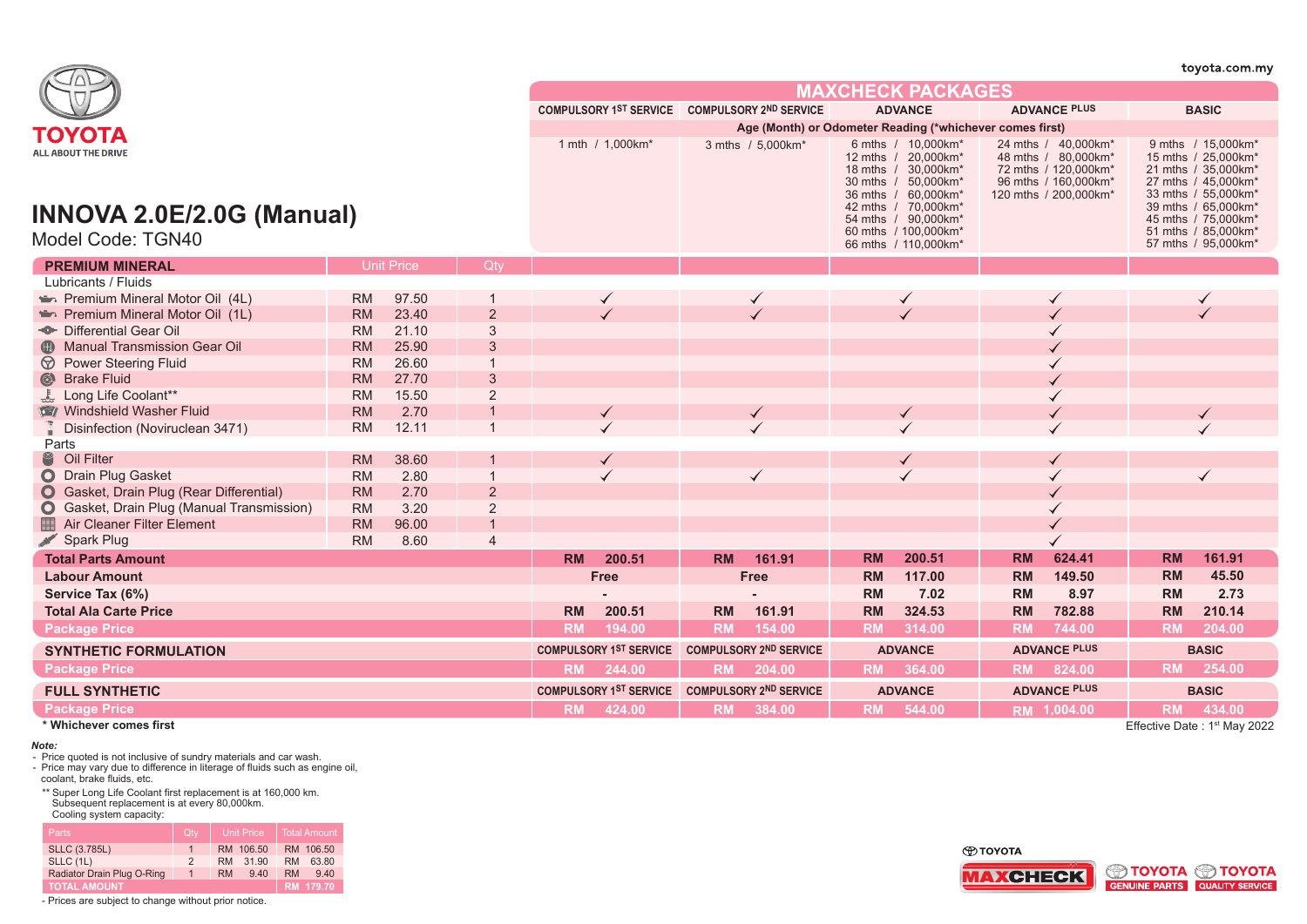TOYOTA

ALL ABOUT THE DRIVE

toyota.com.my

# INNOVA 2.0E/2.0G (Manual)

Model Code: TGN40

| | | | MAXCHECK PACKAGES | | | | |
|---|---|---|---|---|---|---|---|
| | | | COMPULSORY 1ST SERVICE | COMPULSORY 2ND SERVICE | ADVANCE | ADVANCE PLUS | BASIC |
| | | | Age (Month) or Odometer Reading (*whichever comes first) | | | | |
| | | | 1 mth / 1,000km* | 3 mths / 5,000km* | 6 mths / 10,000km*<br>12 mths / 20,000km*<br>18 mths / 30,000km*<br>30 mths / 50,000km*<br>36 mths / 60,000km*<br>42 mths / 70,000km*<br>54 mths / 90,000km*<br>60 mths / 100,000km*<br>66 mths / 110,000km* | 24 mths / 40,000km*<br>48 mths / 80,000km*<br>72 mths / 120,000km*<br>96 mths / 160,000km*<br>120 mths / 200,000km* | 9 mths / 15,000km*<br>15 mths / 25,000km*<br>21 mths / 35,000km*<br>27 mths / 45,000km*<br>33 mths / 55,000km*<br>39 mths / 65,000km*<br>45 mths / 75,000km*<br>51 mths / 85,000km*<br>57 mths / 95,000km* |
| **PREMIUM MINERAL** | Unit Price | Qty | | | | | |
| Lubricants / Fluids | | | | | | | |
| Premium Mineral Motor Oil (4L) | RM 97.50 | 1 | ✓ | ✓ | ✓ | ✓ | ✓ |
| Premium Mineral Motor Oil (1L) | RM 23.40 | 2 | ✓ | ✓ | ✓ | ✓ | ✓ |
| Differential Gear Oil | RM 21.10 | 3 | | | | ✓ | |
| Manual Transmission Gear Oil | RM 25.90 | 3 | | | | ✓ | |
| Power Steering Fluid | RM 26.60 | 1 | | | | ✓ | |
| Brake Fluid | RM 27.70 | 3 | | | | ✓ | |
| Long Life Coolant** | RM 15.50 | 2 | | | | ✓ | |
| Windshield Washer Fluid | RM 2.70 | 1 | ✓ | ✓ | ✓ | ✓ | ✓ |
| Disinfection (Noviruclean 3471) | RM 12.11 | 1 | ✓ | ✓ | ✓ | ✓ | ✓ |
| Parts | | | | | | | |
| Oil Filter | RM 38.60 | 1 | ✓ | | ✓ | ✓ | |
| Drain Plug Gasket | RM 2.80 | 1 | ✓ | ✓ | ✓ | ✓ | ✓ |
| Gasket, Drain Plug (Rear Differential) | RM 2.70 | 2 | | | | ✓ | |
| Gasket, Drain Plug (Manual Transmission) | RM 3.20 | 2 | | | | ✓ | |
| Air Cleaner Filter Element | RM 96.00 | 1 | | | | ✓ | |
| Spark Plug | RM 8.60 | 4 | | | | ✓ | |
| **Total Parts Amount** | | | RM 200.51 | RM 161.91 | RM 200.51 | RM 624.41 | RM 161.91 |
| **Labour Amount** | | | Free | Free | RM 117.00 | RM 149.50 | RM 45.50 |
| **Service Tax (6%)** | | | - | - | RM 7.02 | RM 8.97 | RM 2.73 |
| **Total Ala Carte Price** | | | RM 200.51 | RM 161.91 | RM 324.53 | RM 782.88 | RM 210.14 |
| **Package Price** | | | RM 194.00 | RM 154.00 | RM 314.00 | RM 744.00 | RM 204.00 |
| **SYNTHETIC FORMULATION** | | | COMPULSORY 1ST SERVICE | COMPULSORY 2ND SERVICE | ADVANCE | ADVANCE PLUS | BASIC |
| **Package Price** | | | RM 244.00 | RM 204.00 | RM 364.00 | RM 824.00 | RM 254.00 |
| **FULL SYNTHETIC** | | | COMPULSORY 1ST SERVICE | COMPULSORY 2ND SERVICE | ADVANCE | ADVANCE PLUS | BASIC |
| **Package Price** | | | RM 424.00 | RM 384.00 | RM 544.00 | RM 1,004.00 | RM 434.00 |

**\* Whichever comes first**

Effective Date : 1st May 2022

*Note:*
- Price quoted is not inclusive of sundry materials and car wash.
- Price may vary due to difference in literage of fluids such as engine oil, coolant, brake fluids, etc.

** Super Long Life Coolant first replacement is at 160,000 km. Subsequent replacement is at every 80,000km.
Cooling system capacity:

| Parts | Qty | Unit Price | Total Amount |
|---|---|---|---|
| SLLC (3.785L) | 1 | RM 106.50 | RM 106.50 |
| SLLC (1L) | 2 | RM 31.90 | RM 63.80 |
| Radiator Drain Plug O-Ring | 1 | RM 9.40 | RM 9.40 |
| TOTAL AMOUNT | | | RM 179.70 |

- Prices are subject to change without prior notice.

TOYOTA MAXCHECK | TOYOTA GENUINE PARTS | TOYOTA QUALITY SERVICE